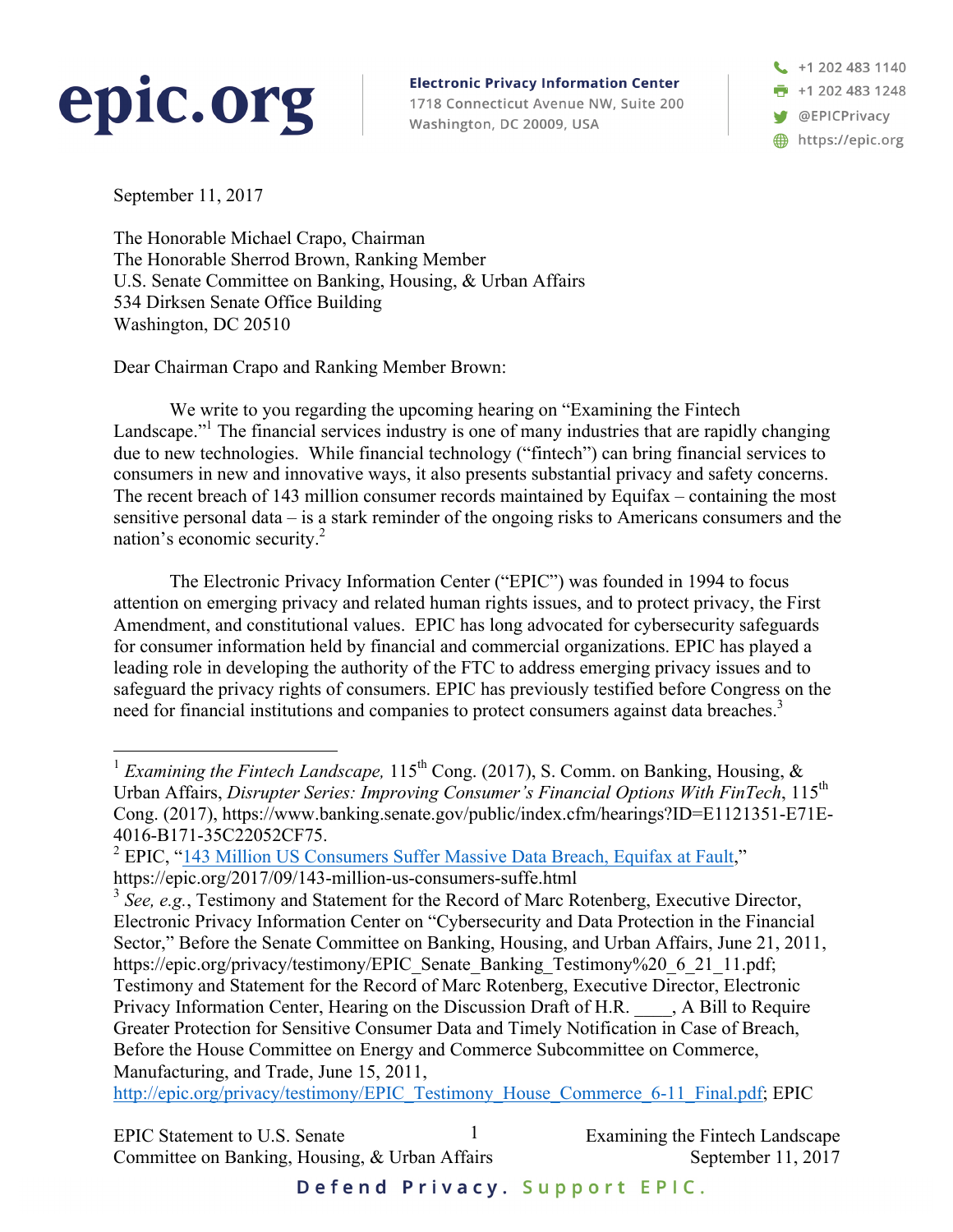epic.org

**Electronic Privacy Information Center**
1718 Connecticut Avenue NW, Suite 200
Washington, DC 20009, USA

+1 202 483 1140
+1 202 483 1248
@EPICPrivacy
https://epic.org

September 11, 2017

The Honorable Michael Crapo, Chairman
The Honorable Sherrod Brown, Ranking Member
U.S. Senate Committee on Banking, Housing, & Urban Affairs
534 Dirksen Senate Office Building
Washington, DC 20510

Dear Chairman Crapo and Ranking Member Brown:

We write to you regarding the upcoming hearing on "Examining the Fintech Landscape."[1] The financial services industry is one of many industries that are rapidly changing due to new technologies. While financial technology ("fintech") can bring financial services to consumers in new and innovative ways, it also presents substantial privacy and safety concerns. The recent breach of 143 million consumer records maintained by Equifax – containing the most sensitive personal data – is a stark reminder of the ongoing risks to Americans consumers and the nation's economic security.[2]

The Electronic Privacy Information Center ("EPIC") was founded in 1994 to focus attention on emerging privacy and related human rights issues, and to protect privacy, the First Amendment, and constitutional values. EPIC has long advocated for cybersecurity safeguards for consumer information held by financial and commercial organizations. EPIC has played a leading role in developing the authority of the FTC to address emerging privacy issues and to safeguard the privacy rights of consumers. EPIC has previously testified before Congress on the need for financial institutions and companies to protect consumers against data breaches.[3]

---

[1] *Examining the Fintech Landscape,* 115th Cong. (2017), S. Comm. on Banking, Housing, & Urban Affairs, *Disrupter Series: Improving Consumer's Financial Options With FinTech*, 115th Cong. (2017), https://www.banking.senate.gov/public/index.cfm/hearings?ID=E1121351-E71E-4016-B171-35C22052CF75.

[2] EPIC, "143 Million US Consumers Suffer Massive Data Breach, Equifax at Fault," https://epic.org/2017/09/143-million-us-consumers-suffe.html

[3] *See, e.g.*, Testimony and Statement for the Record of Marc Rotenberg, Executive Director, Electronic Privacy Information Center on "Cybersecurity and Data Protection in the Financial Sector," Before the Senate Committee on Banking, Housing, and Urban Affairs, June 21, 2011, https://epic.org/privacy/testimony/EPIC_Senate_Banking_Testimony%20_6_21_11.pdf; Testimony and Statement for the Record of Marc Rotenberg, Executive Director, Electronic Privacy Information Center, Hearing on the Discussion Draft of H.R. ____, A Bill to Require Greater Protection for Sensitive Consumer Data and Timely Notification in Case of Breach, Before the House Committee on Energy and Commerce Subcommittee on Commerce, Manufacturing, and Trade, June 15, 2011, http://epic.org/privacy/testimony/EPIC_Testimony_House_Commerce_6-11_Final.pdf; EPIC

Defend Privacy. Support EPIC.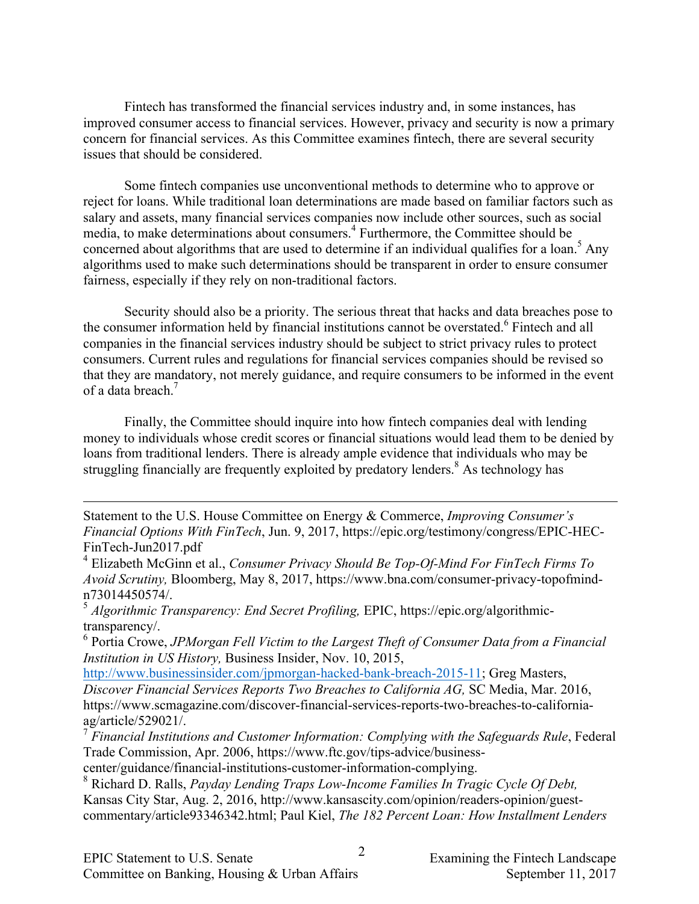Fintech has transformed the financial services industry and, in some instances, has improved consumer access to financial services. However, privacy and security is now a primary concern for financial services. As this Committee examines fintech, there are several security issues that should be considered.

Some fintech companies use unconventional methods to determine who to approve or reject for loans. While traditional loan determinations are made based on familiar factors such as salary and assets, many financial services companies now include other sources, such as social media, to make determinations about consumers.[4] Furthermore, the Committee should be concerned about algorithms that are used to determine if an individual qualifies for a loan.[5] Any algorithms used to make such determinations should be transparent in order to ensure consumer fairness, especially if they rely on non-traditional factors.

Security should also be a priority. The serious threat that hacks and data breaches pose to the consumer information held by financial institutions cannot be overstated.[6] Fintech and all companies in the financial services industry should be subject to strict privacy rules to protect consumers. Current rules and regulations for financial services companies should be revised so that they are mandatory, not merely guidance, and require consumers to be informed in the event of a data breach.[7]

Finally, the Committee should inquire into how fintech companies deal with lending money to individuals whose credit scores or financial situations would lead them to be denied by loans from traditional lenders. There is already ample evidence that individuals who may be struggling financially are frequently exploited by predatory lenders.[8] As technology has

---

Statement to the U.S. House Committee on Energy & Commerce, *Improving Consumer's Financial Options With FinTech*, Jun. 9, 2017, https://epic.org/testimony/congress/EPIC-HEC-FinTech-Jun2017.pdf

[4] Elizabeth McGinn et al., *Consumer Privacy Should Be Top-Of-Mind For FinTech Firms To Avoid Scrutiny,* Bloomberg, May 8, 2017, https://www.bna.com/consumer-privacy-topofmind-n73014450574/.

[5] *Algorithmic Transparency: End Secret Profiling,* EPIC, https://epic.org/algorithmic-transparency/.

[6] Portia Crowe, *JPMorgan Fell Victim to the Largest Theft of Consumer Data from a Financial Institution in US History,* Business Insider, Nov. 10, 2015, http://www.businessinsider.com/jpmorgan-hacked-bank-breach-2015-11; Greg Masters, *Discover Financial Services Reports Two Breaches to California AG,* SC Media, Mar. 2016, https://www.scmagazine.com/discover-financial-services-reports-two-breaches-to-california-ag/article/529021/.

[7] *Financial Institutions and Customer Information: Complying with the Safeguards Rule*, Federal Trade Commission, Apr. 2006, https://www.ftc.gov/tips-advice/business-center/guidance/financial-institutions-customer-information-complying.

[8] Richard D. Ralls, *Payday Lending Traps Low-Income Families In Tragic Cycle Of Debt,* Kansas City Star, Aug. 2, 2016, http://www.kansascity.com/opinion/readers-opinion/guest-commentary/article93346342.html; Paul Kiel, *The 182 Percent Loan: How Installment Lenders*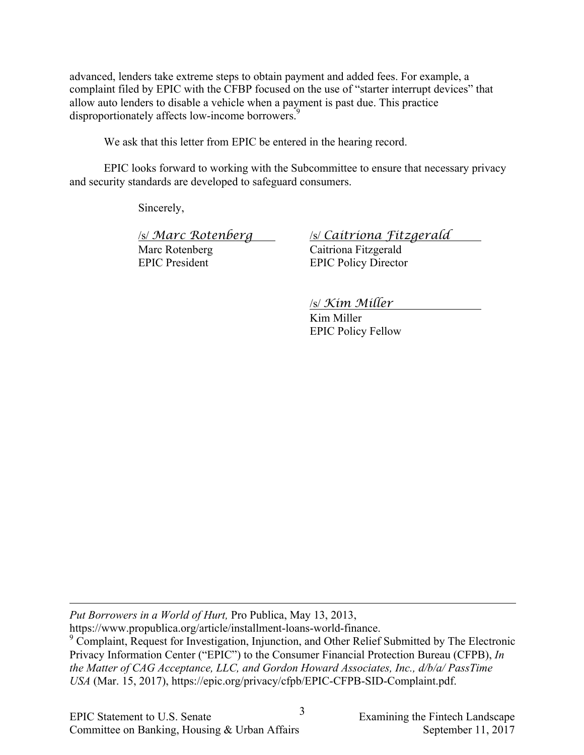advanced, lenders take extreme steps to obtain payment and added fees. For example, a complaint filed by EPIC with the CFBP focused on the use of "starter interrupt devices" that allow auto lenders to disable a vehicle when a payment is past due. This practice disproportionately affects low-income borrowers.[9]

We ask that this letter from EPIC be entered in the hearing record.

EPIC looks forward to working with the Subcommittee to ensure that necessary privacy and security standards are developed to safeguard consumers.

Sincerely,

/s/ *Marc Rotenberg*
Marc Rotenberg
EPIC President

/s/ *Caitriona Fitzgerald*
Caitriona Fitzgerald
EPIC Policy Director

/s/ *Kim Miller*
Kim Miller
EPIC Policy Fellow

---

*Put Borrowers in a World of Hurt,* Pro Publica, May 13, 2013, https://www.propublica.org/article/installment-loans-world-finance.

[9] Complaint, Request for Investigation, Injunction, and Other Relief Submitted by The Electronic Privacy Information Center ("EPIC") to the Consumer Financial Protection Bureau (CFPB), *In the Matter of CAG Acceptance, LLC, and Gordon Howard Associates, Inc., d/b/a/ PassTime USA* (Mar. 15, 2017), https://epic.org/privacy/cfpb/EPIC-CFPB-SID-Complaint.pdf.